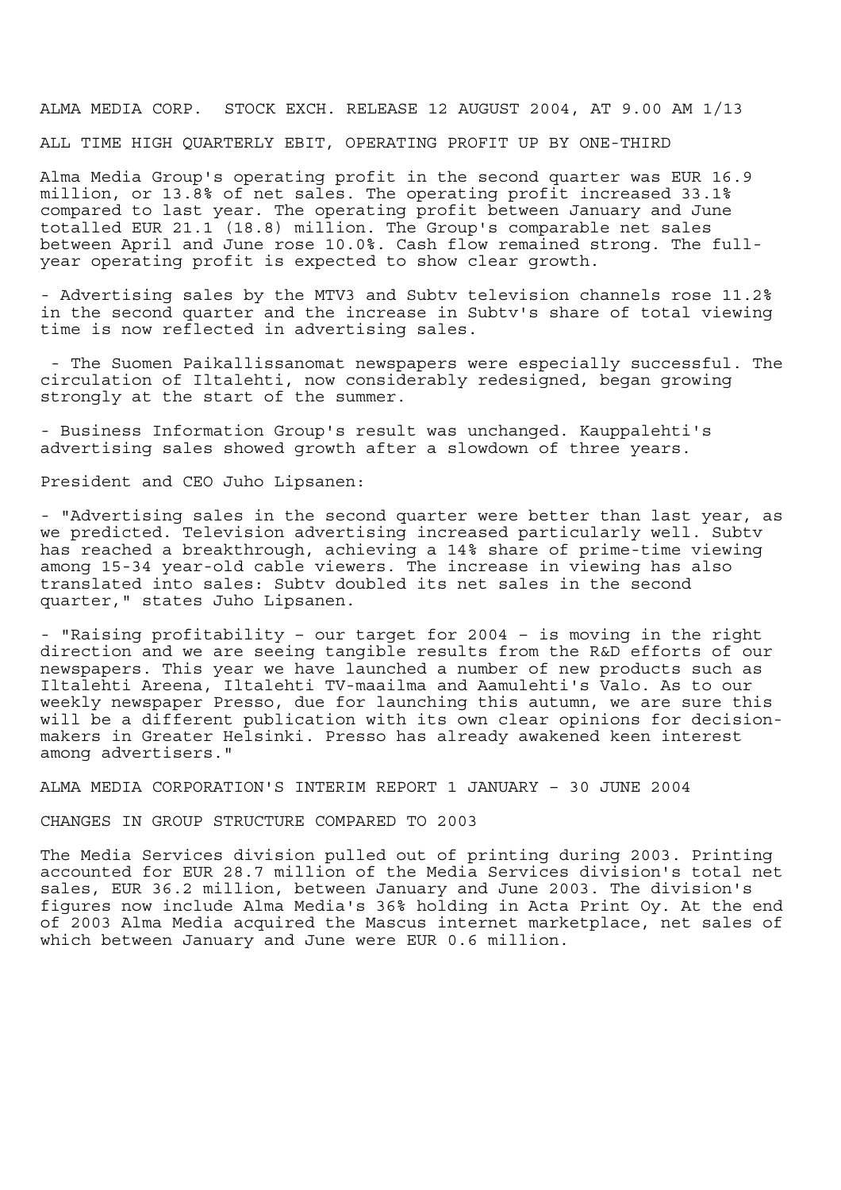ALMA MEDIA CORP. STOCK EXCH. RELEASE 12 AUGUST 2004, AT 9.00 AM

# ALL TIME HIGH QUARTERLY EBIT, OPERATING PROFIT UP BY ONE-THIRD

Alma Media Group's operating profit in the second quarter was EUR 16.9 million, or 13.8% of net sales. The operating profit increased 33.1% compared to last year. The operating profit between January and June totalled EUR 21.1 (18.8) million. The Group's comparable net sales between April and June rose 10.0%. Cash flow remained strong. The full-year operating profit is expected to show clear growth.

- Advertising sales by the MTV3 and Subtv television channels rose 11.2% in the second quarter and the increase in Subtv's share of total viewing time is now reflected in advertising sales.

- The Suomen Paikallissanomat newspapers were especially successful. The circulation of Iltalehti, now considerably redesigned, began growing strongly at the start of the summer.

- Business Information Group's result was unchanged. Kauppalehti's advertising sales showed growth after a slowdown of three years.

President and CEO Juho Lipsanen:

- "Advertising sales in the second quarter were better than last year, as we predicted. Television advertising increased particularly well. Subtv has reached a breakthrough, achieving a 14% share of prime-time viewing among 15-34 year-old cable viewers. The increase in viewing has also translated into sales: Subtv doubled its net sales in the second quarter," states Juho Lipsanen.

- "Raising profitability - our target for 2004 - is moving in the right direction and we are seeing tangible results from the R&D efforts of our newspapers. This year we have launched a number of new products such as Iltalehti Areena, Iltalehti TV-maailma and Aamulehti's Valo. As to our weekly newspaper Presso, due for launching this autumn, we are sure this will be a different publication with its own clear opinions for decision-makers in Greater Helsinki. Presso has already awakened keen interest among advertisers."

## ALMA MEDIA CORPORATION'S INTERIM REPORT 1 JANUARY - 30 JUNE 2004

### CHANGES IN GROUP STRUCTURE COMPARED TO 2003

The Media Services division pulled out of printing during 2003. Printing accounted for EUR 28.7 million of the Media Services division's total net sales, EUR 36.2 million, between January and June 2003. The division's figures now include Alma Media's 36% holding in Acta Print Oy. At the end of 2003 Alma Media acquired the Mascus internet marketplace, net sales of which between January and June were EUR 0.6 million.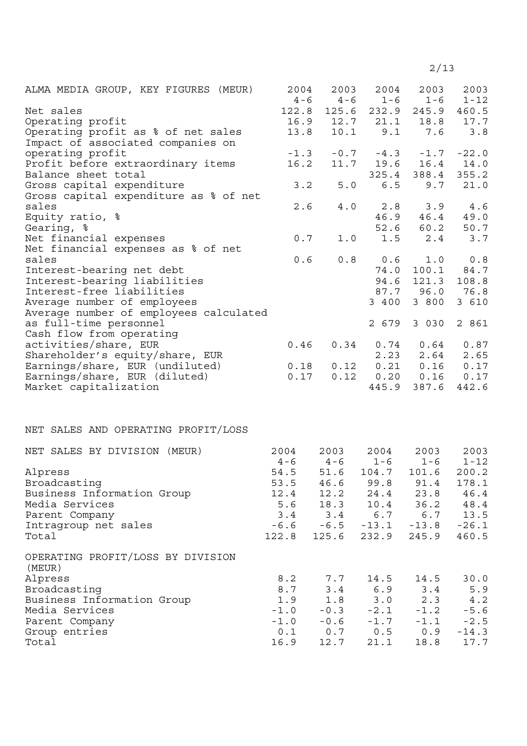| ALMA MEDIA GROUP, KEY FIGURES (MEUR) | 2004 4-6 | 2003 4-6 | 2004 1-6 | 2003 1-6 | 2003 |
|---|---|---|---|---|---|
| Net sales | 122.8 | 125.6 | 232.9 | 245.9 | 460.5 |
| Operating profit | 16.9 | 12.7 | 21.1 | 18.8 | 17.7 |
| Operating profit as % of net sales | 13.8 | 10.1 | 9.1 | 7.6 | 3.8 |
| Impact of associated companies on operating profit | -1.3 | -0.7 | -4.3 | -1.7 | -22.0 |
| Profit before extraordinary items | 16.2 | 11.7 | 19.6 | 16.4 | 14.0 |
| Balance sheet total | | | 325.4 | 388.4 | 355.2 |
| Gross capital expenditure | 3.2 | 5.0 | 6.5 | 9.7 | 21.0 |
| Gross capital expenditure as % of net sales | 2.6 | 4.0 | 2.8 | 3.9 | 4.6 |
| Equity ratio, % | | | 46.9 | 46.4 | 49.0 |
| Gearing, % | | | 52.6 | 60.2 | 50.7 |
| Net financial expenses | 0.7 | 1.0 | 1.5 | 2.4 | 3.7 |
| Net financial expenses as % of net sales | 0.6 | 0.8 | 0.6 | 1.0 | 0.8 |
| Interest-bearing net debt | | | 74.0 | 100.1 | 84.7 |
| Interest-bearing liabilities | | | 94.6 | 121.3 | 108.8 |
| Interest-free liabilities | | | 87.7 | 96.0 | 76.8 |
| Average number of employees | | | 3 400 | 3 800 | 3 610 |
| Average number of employees calculated as full-time personnel | | | 2 679 | 3 030 | 2 861 |
| Cash flow from operating activities/share, EUR | 0.46 | 0.34 | 0.74 | 0.64 | 0.87 |
| Shareholder's equity/share, EUR | | | 2.23 | 2.64 | 2.65 |
| Earnings/share, EUR (undiluted) | 0.18 | 0.12 | 0.21 | 0.16 | 0.17 |
| Earnings/share, EUR (diluted) | 0.17 | 0.12 | 0.20 | 0.16 | 0.17 |
| Market capitalization | | | 445.9 | 387.6 | 442.6 |

## NET SALES AND OPERATING PROFIT/LOSS

| NET SALES BY DIVISION (MEUR) | 2004 4-6 | 2003 4-6 | 2004 1-6 | 2003 1-6 | 2003 1-12 |
|---|---|---|---|---|---|
| Alpress | 54.5 | 51.6 | 104.7 | 101.6 | 200.2 |
| Broadcasting | 53.5 | 46.6 | 99.8 | 91.4 | 178.1 |
| Business Information Group | 12.4 | 12.2 | 24.4 | 23.8 | 46.4 |
| Media Services | 5.6 | 18.3 | 10.4 | 36.2 | 48.4 |
| Parent Company | 3.4 | 3.4 | 6.7 | 6.7 | 13.5 |
| Intragroup net sales | -6.6 | -6.5 | -13.1 | -13.8 | -26.1 |
| Total | 122.8 | 125.6 | 232.9 | 245.9 | 460.5 |

| OPERATING PROFIT/LOSS BY DIVISION (MEUR) | 2004 4-6 | 2003 4-6 | 2004 1-6 | 2003 1-6 | 2003 1-12 |
|---|---|---|---|---|---|
| Alpress | 8.2 | 7.7 | 14.5 | 14.5 | 30.0 |
| Broadcasting | 8.7 | 3.4 | 6.9 | 3.4 | 5.9 |
| Business Information Group | 1.9 | 1.8 | 3.0 | 2.3 | 4.2 |
| Media Services | -1.0 | -0.3 | -2.1 | -1.2 | -5.6 |
| Parent Company | -1.0 | -0.6 | -1.7 | -1.1 | -2.5 |
| Group entries | 0.1 | 0.7 | 0.5 | 0.9 | -14.3 |
| Total | 16.9 | 12.7 | 21.1 | 18.8 | 17.7 |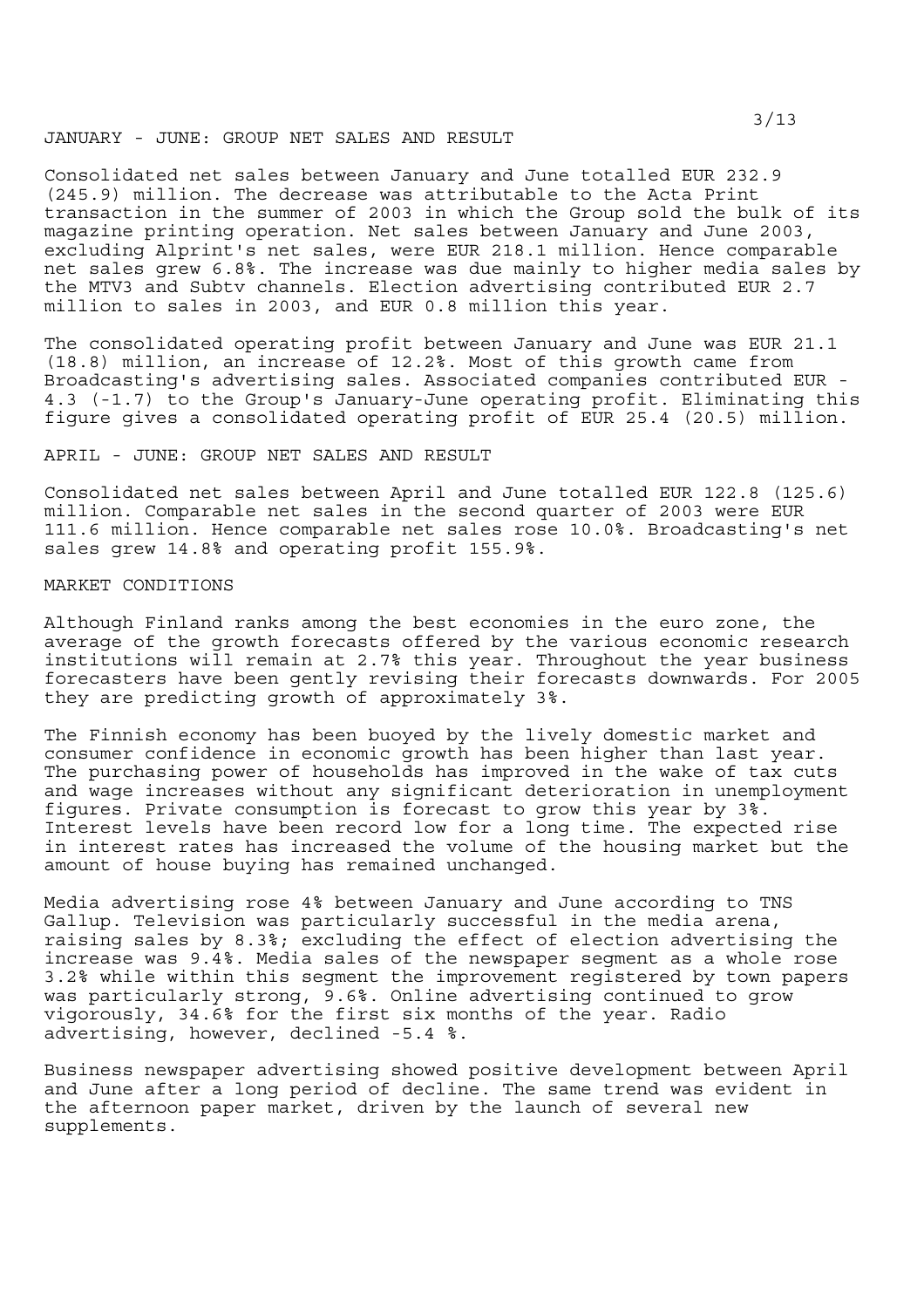## JANUARY - JUNE: GROUP NET SALES AND RESULT

Consolidated net sales between January and June totalled EUR 232.9 (245.9) million. The decrease was attributable to the Acta Print transaction in the summer of 2003 in which the Group sold the bulk of its magazine printing operation. Net sales between January and June 2003, excluding Alprint's net sales, were EUR 218.1 million. Hence comparable net sales grew 6.8%. The increase was due mainly to higher media sales by the MTV3 and Subtv channels. Election advertising contributed EUR 2.7 million to sales in 2003, and EUR 0.8 million this year.

The consolidated operating profit between January and June was EUR 21.1 (18.8) million, an increase of 12.2%. Most of this growth came from Broadcasting's advertising sales. Associated companies contributed EUR -4.3 (-1.7) to the Group's January-June operating profit. Eliminating this figure gives a consolidated operating profit of EUR 25.4 (20.5) million.

## APRIL - JUNE: GROUP NET SALES AND RESULT

Consolidated net sales between April and June totalled EUR 122.8 (125.6) million. Comparable net sales in the second quarter of 2003 were EUR 111.6 million. Hence comparable net sales rose 10.0%. Broadcasting's net sales grew 14.8% and operating profit 155.9%.

## MARKET CONDITIONS

Although Finland ranks among the best economies in the euro zone, the average of the growth forecasts offered by the various economic research institutions will remain at 2.7% this year. Throughout the year business forecasters have been gently revising their forecasts downwards. For 2005 they are predicting growth of approximately 3%.

The Finnish economy has been buoyed by the lively domestic market and consumer confidence in economic growth has been higher than last year. The purchasing power of households has improved in the wake of tax cuts and wage increases without any significant deterioration in unemployment figures. Private consumption is forecast to grow this year by 3%. Interest levels have been record low for a long time. The expected rise in interest rates has increased the volume of the housing market but the amount of house buying has remained unchanged.

Media advertising rose 4% between January and June according to TNS Gallup. Television was particularly successful in the media arena, raising sales by 8.3%; excluding the effect of election advertising the increase was 9.4%. Media sales of the newspaper segment as a whole rose 3.2% while within this segment the improvement registered by town papers was particularly strong, 9.6%. Online advertising continued to grow vigorously, 34.6% for the first six months of the year. Radio advertising, however, declined -5.4 %.

Business newspaper advertising showed positive development between April and June after a long period of decline. The same trend was evident in the afternoon paper market, driven by the launch of several new supplements.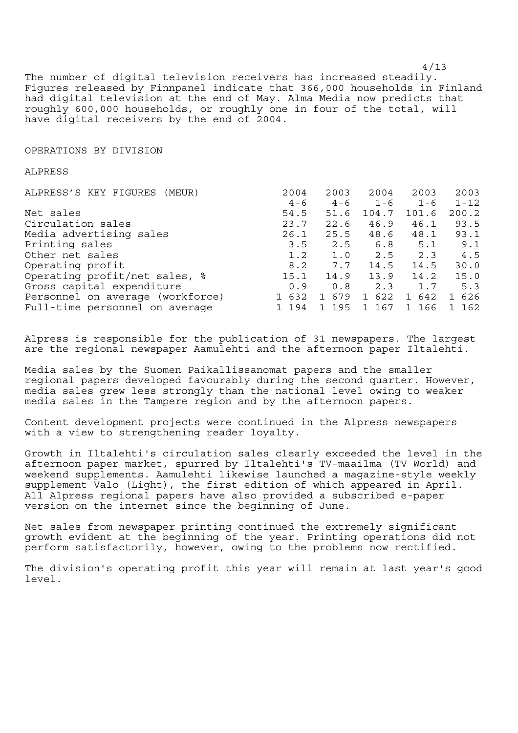The number of digital television receivers has increased steadily. Figures released by Finnpanel indicate that 366,000 households in Finland had digital television at the end of May. Alma Media now predicts that roughly 600,000 households, or roughly one in four of the total, will have digital receivers by the end of 2004.

## OPERATIONS BY DIVISION

### ALPRESS

| ALPRESS'S KEY FIGURES (MEUR) | 2004 4-6 | 2003 4-6 | 2004 1-6 | 2003 1-6 | 2003 1-12 |
|---|---|---|---|---|---|
| Net sales | 54.5 | 51.6 | 104.7 | 101.6 | 200.2 |
| Circulation sales | 23.7 | 22.6 | 46.9 | 46.1 | 93.5 |
| Media advertising sales | 26.1 | 25.5 | 48.6 | 48.1 | 93.1 |
| Printing sales | 3.5 | 2.5 | 6.8 | 5.1 | 9.1 |
| Other net sales | 1.2 | 1.0 | 2.5 | 2.3 | 4.5 |
| Operating profit | 8.2 | 7.7 | 14.5 | 14.5 | 30.0 |
| Operating profit/net sales, % | 15.1 | 14.9 | 13.9 | 14.2 | 15.0 |
| Gross capital expenditure | 0.9 | 0.8 | 2.3 | 1.7 | 5.3 |
| Personnel on average (workforce) | 1 632 | 1 679 | 1 622 | 1 642 | 1 626 |
| Full-time personnel on average | 1 194 | 1 195 | 1 167 | 1 166 | 1 162 |

Alpress is responsible for the publication of 31 newspapers. The largest are the regional newspaper Aamulehti and the afternoon paper Iltalehti.

Media sales by the Suomen Paikallissanomat papers and the smaller regional papers developed favourably during the second quarter. However, media sales grew less strongly than the national level owing to weaker media sales in the Tampere region and by the afternoon papers.

Content development projects were continued in the Alpress newspapers with a view to strengthening reader loyalty.

Growth in Iltalehti's circulation sales clearly exceeded the level in the afternoon paper market, spurred by Iltalehti's TV-maailma (TV World) and weekend supplements. Aamulehti likewise launched a magazine-style weekly supplement Valo (Light), the first edition of which appeared in April. All Alpress regional papers have also provided a subscribed e-paper version on the internet since the beginning of June.

Net sales from newspaper printing continued the extremely significant growth evident at the beginning of the year. Printing operations did not perform satisfactorily, however, owing to the problems now rectified.

The division's operating profit this year will remain at last year's good level.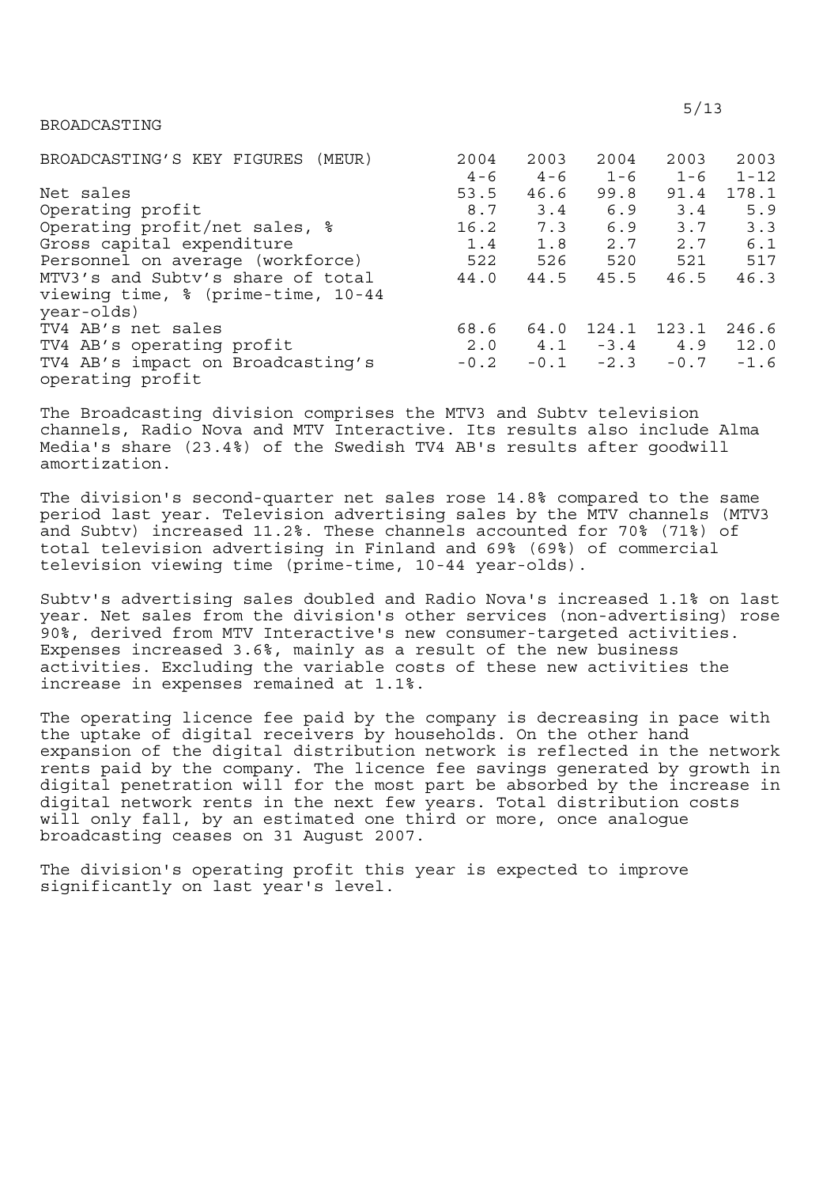# BROADCASTING

| BROADCASTING'S KEY FIGURES (MEUR) | 2004 4-6 | 2003 4-6 | 2004 1-6 | 2003 1-6 | 2003 1-12 |
|---|---|---|---|---|---|
| Net sales | 53.5 | 46.6 | 99.8 | 91.4 | 178.1 |
| Operating profit | 8.7 | 3.4 | 6.9 | 3.4 | 5.9 |
| Operating profit/net sales, % | 16.2 | 7.3 | 6.9 | 3.7 | 3.3 |
| Gross capital expenditure | 1.4 | 1.8 | 2.7 | 2.7 | 6.1 |
| Personnel on average (workforce) | 522 | 526 | 520 | 521 | 517 |
| MTV3's and Subtv's share of total viewing time, % (prime-time, 10-44 year-olds) | 44.0 | 44.5 | 45.5 | 46.5 | 46.3 |
| TV4 AB's net sales | 68.6 | 64.0 | 124.1 | 123.1 | 246.6 |
| TV4 AB's operating profit | 2.0 | 4.1 | -3.4 | 4.9 | 12.0 |
| TV4 AB's impact on Broadcasting's operating profit | -0.2 | -0.1 | -2.3 | -0.7 | -1.6 |

The Broadcasting division comprises the MTV3 and Subtv television channels, Radio Nova and MTV Interactive. Its results also include Alma Media's share (23.4%) of the Swedish TV4 AB's results after goodwill amortization.

The division's second-quarter net sales rose 14.8% compared to the same period last year. Television advertising sales by the MTV channels (MTV3 and Subtv) increased 11.2%. These channels accounted for 70% (71%) of total television advertising in Finland and 69% (69%) of commercial television viewing time (prime-time, 10-44 year-olds).

Subtv's advertising sales doubled and Radio Nova's increased 1.1% on last year. Net sales from the division's other services (non-advertising) rose 90%, derived from MTV Interactive's new consumer-targeted activities. Expenses increased 3.6%, mainly as a result of the new business activities. Excluding the variable costs of these new activities the increase in expenses remained at 1.1%.

The operating licence fee paid by the company is decreasing in pace with the uptake of digital receivers by households. On the other hand expansion of the digital distribution network is reflected in the network rents paid by the company. The licence fee savings generated by growth in digital penetration will for the most part be absorbed by the increase in digital network rents in the next few years. Total distribution costs will only fall, by an estimated one third or more, once analogue broadcasting ceases on 31 August 2007.

The division's operating profit this year is expected to improve significantly on last year's level.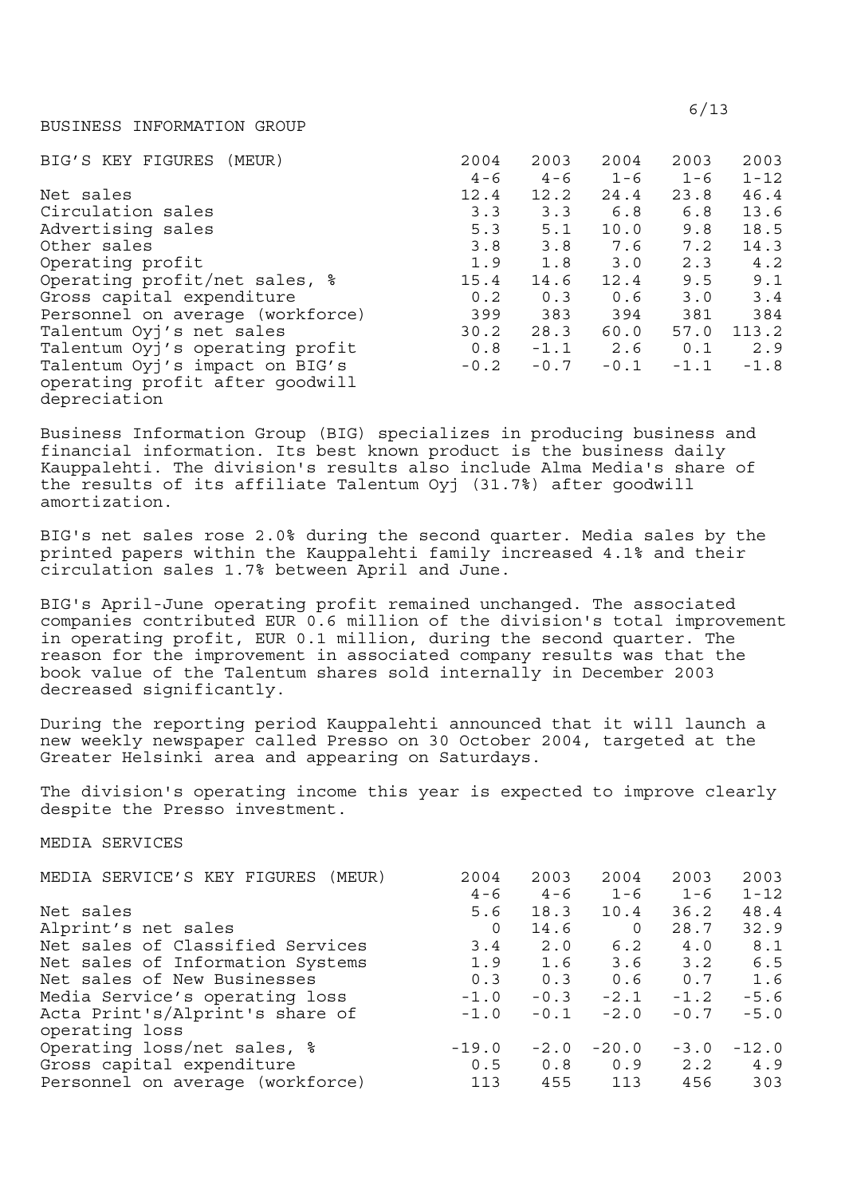## BUSINESS INFORMATION GROUP

| BIG'S KEY FIGURES (MEUR) | 2004 4-6 | 2003 4-6 | 2004 1-6 | 2003 1-6 | 2003 1-12 |
|---|---|---|---|---|---|
| Net sales | 12.4 | 12.2 | 24.4 | 23.8 | 46.4 |
| Circulation sales | 3.3 | 3.3 | 6.8 | 6.8 | 13.6 |
| Advertising sales | 5.3 | 5.1 | 10.0 | 9.8 | 18.5 |
| Other sales | 3.8 | 3.8 | 7.6 | 7.2 | 14.3 |
| Operating profit | 1.9 | 1.8 | 3.0 | 2.3 | 4.2 |
| Operating profit/net sales, % | 15.4 | 14.6 | 12.4 | 9.5 | 9.1 |
| Gross capital expenditure | 0.2 | 0.3 | 0.6 | 3.0 | 3.4 |
| Personnel on average (workforce) | 399 | 383 | 394 | 381 | 384 |
| Talentum Oyj's net sales | 30.2 | 28.3 | 60.0 | 57.0 | 113.2 |
| Talentum Oyj's operating profit | 0.8 | -1.1 | 2.6 | 0.1 | 2.9 |
| Talentum Oyj's impact on BIG's operating profit after goodwill depreciation | -0.2 | -0.7 | -0.1 | -1.1 | -1.8 |

Business Information Group (BIG) specializes in producing business and financial information. Its best known product is the business daily Kauppalehti. The division's results also include Alma Media's share of the results of its affiliate Talentum Oyj (31.7%) after goodwill amortization.

BIG's net sales rose 2.0% during the second quarter. Media sales by the printed papers within the Kauppalehti family increased 4.1% and their circulation sales 1.7% between April and June.

BIG's April-June operating profit remained unchanged. The associated companies contributed EUR 0.6 million of the division's total improvement in operating profit, EUR 0.1 million, during the second quarter. The reason for the improvement in associated company results was that the book value of the Talentum shares sold internally in December 2003 decreased significantly.

During the reporting period Kauppalehti announced that it will launch a new weekly newspaper called Presso on 30 October 2004, targeted at the Greater Helsinki area and appearing on Saturdays.

The division's operating income this year is expected to improve clearly despite the Presso investment.

## MEDIA SERVICES

| MEDIA SERVICE'S KEY FIGURES (MEUR) | 2004 4-6 | 2003 4-6 | 2004 1-6 | 2003 1-6 | 2003 1-12 |
|---|---|---|---|---|---|
| Net sales | 5.6 | 18.3 | 10.4 | 36.2 | 48.4 |
| Alprint's net sales | 0 | 14.6 | 0 | 28.7 | 32.9 |
| Net sales of Classified Services | 3.4 | 2.0 | 6.2 | 4.0 | 8.1 |
| Net sales of Information Systems | 1.9 | 1.6 | 3.6 | 3.2 | 6.5 |
| Net sales of New Businesses | 0.3 | 0.3 | 0.6 | 0.7 | 1.6 |
| Media Service's operating loss | -1.0 | -0.3 | -2.1 | -1.2 | -5.6 |
| Acta Print's/Alprint's share of operating loss | -1.0 | -0.1 | -2.0 | -0.7 | -5.0 |
| Operating loss/net sales, % | -19.0 | -2.0 | -20.0 | -3.0 | -12.0 |
| Gross capital expenditure | 0.5 | 0.8 | 0.9 | 2.2 | 4.9 |
| Personnel on average (workforce) | 113 | 455 | 113 | 456 | 303 |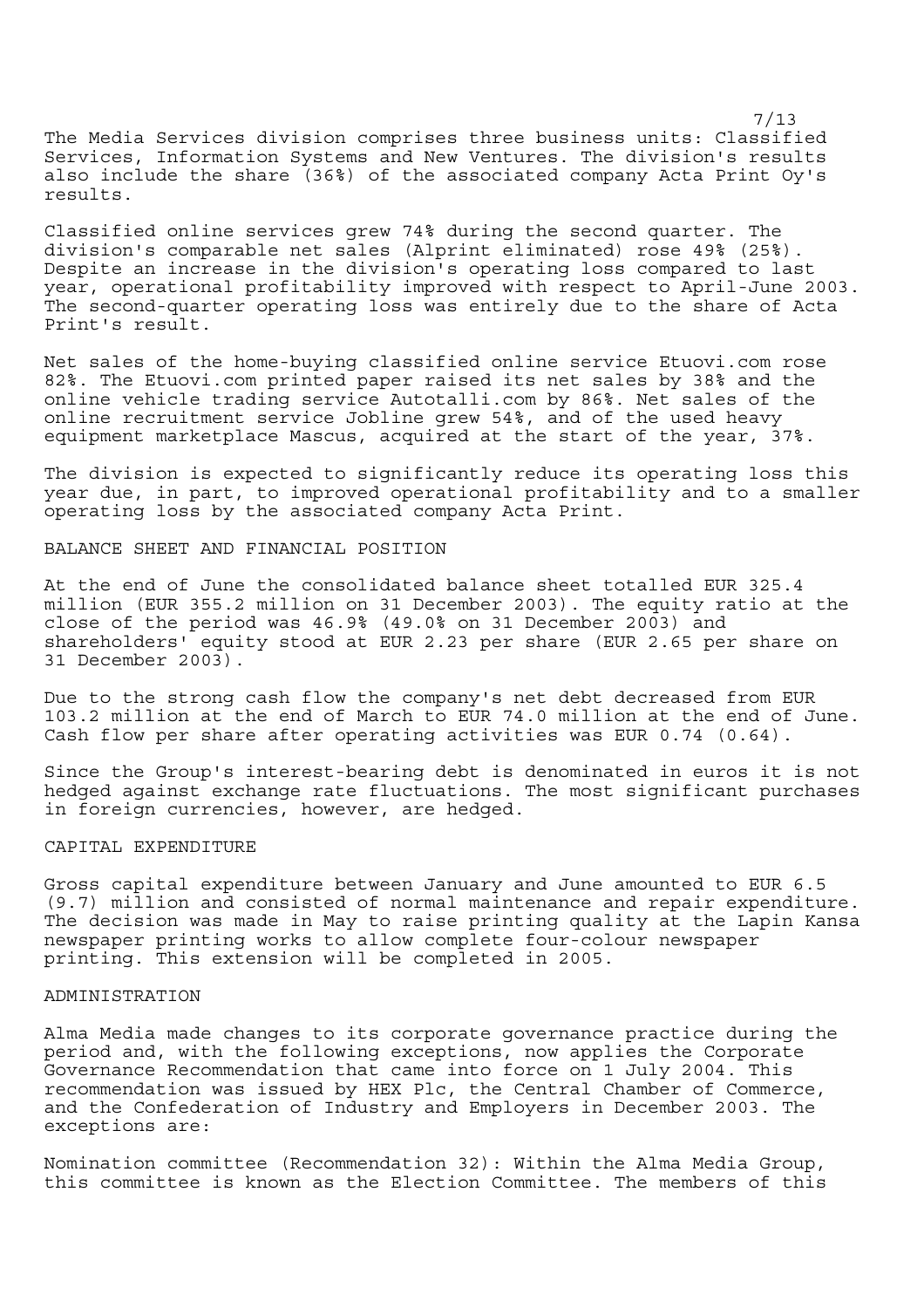The Media Services division comprises three business units: Classified Services, Information Systems and New Ventures. The division's results also include the share (36%) of the associated company Acta Print Oy's results.

Classified online services grew 74% during the second quarter. The division's comparable net sales (Alprint eliminated) rose 49% (25%). Despite an increase in the division's operating loss compared to last year, operational profitability improved with respect to April-June 2003. The second-quarter operating loss was entirely due to the share of Acta Print's result.

Net sales of the home-buying classified online service Etuovi.com rose 82%. The Etuovi.com printed paper raised its net sales by 38% and the online vehicle trading service Autotalli.com by 86%. Net sales of the online recruitment service Jobline grew 54%, and of the used heavy equipment marketplace Mascus, acquired at the start of the year, 37%.

The division is expected to significantly reduce its operating loss this year due, in part, to improved operational profitability and to a smaller operating loss by the associated company Acta Print.

## BALANCE SHEET AND FINANCIAL POSITION

At the end of June the consolidated balance sheet totalled EUR 325.4 million (EUR 355.2 million on 31 December 2003). The equity ratio at the close of the period was 46.9% (49.0% on 31 December 2003) and shareholders' equity stood at EUR 2.23 per share (EUR 2.65 per share on 31 December 2003).

Due to the strong cash flow the company's net debt decreased from EUR 103.2 million at the end of March to EUR 74.0 million at the end of June. Cash flow per share after operating activities was EUR 0.74 (0.64).

Since the Group's interest-bearing debt is denominated in euros it is not hedged against exchange rate fluctuations. The most significant purchases in foreign currencies, however, are hedged.

## CAPITAL EXPENDITURE

Gross capital expenditure between January and June amounted to EUR 6.5 (9.7) million and consisted of normal maintenance and repair expenditure. The decision was made in May to raise printing quality at the Lapin Kansa newspaper printing works to allow complete four-colour newspaper printing. This extension will be completed in 2005.

## ADMINISTRATION

Alma Media made changes to its corporate governance practice during the period and, with the following exceptions, now applies the Corporate Governance Recommendation that came into force on 1 July 2004. This recommendation was issued by HEX Plc, the Central Chamber of Commerce, and the Confederation of Industry and Employers in December 2003. The exceptions are:

Nomination committee (Recommendation 32): Within the Alma Media Group, this committee is known as the Election Committee. The members of this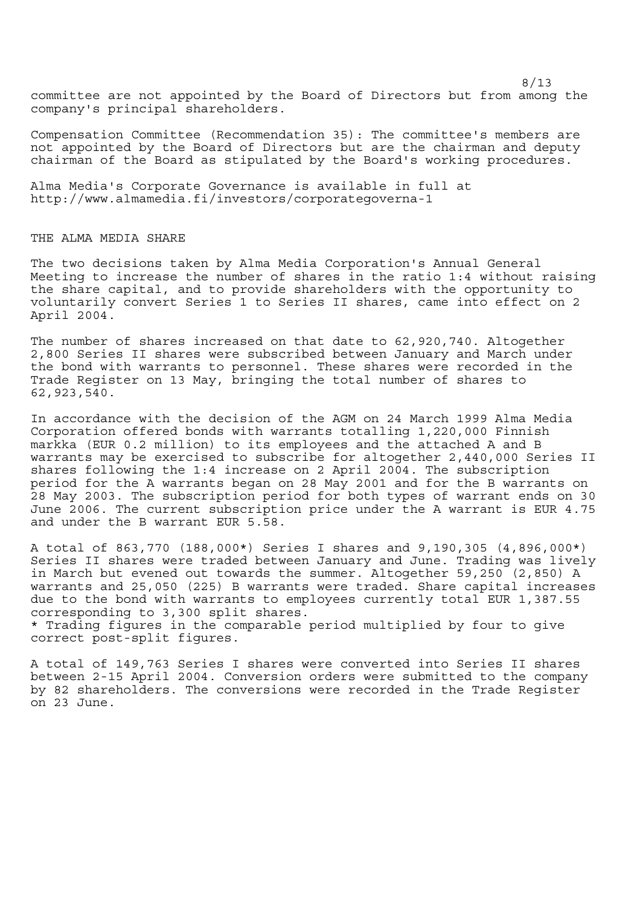committee are not appointed by the Board of Directors but from among the company's principal shareholders.

Compensation Committee (Recommendation 35): The committee's members are not appointed by the Board of Directors but are the chairman and deputy chairman of the Board as stipulated by the Board's working procedures.

Alma Media's Corporate Governance is available in full at http://www.almamedia.fi/investors/corporategoverna-1

## THE ALMA MEDIA SHARE

The two decisions taken by Alma Media Corporation's Annual General Meeting to increase the number of shares in the ratio 1:4 without raising the share capital, and to provide shareholders with the opportunity to voluntarily convert Series 1 to Series II shares, came into effect on 2 April 2004.

The number of shares increased on that date to 62,920,740. Altogether 2,800 Series II shares were subscribed between January and March under the bond with warrants to personnel. These shares were recorded in the Trade Register on 13 May, bringing the total number of shares to 62,923,540.

In accordance with the decision of the AGM on 24 March 1999 Alma Media Corporation offered bonds with warrants totalling 1,220,000 Finnish markka (EUR 0.2 million) to its employees and the attached A and B warrants may be exercised to subscribe for altogether 2,440,000 Series II shares following the 1:4 increase on 2 April 2004. The subscription period for the A warrants began on 28 May 2001 and for the B warrants on 28 May 2003. The subscription period for both types of warrant ends on 30 June 2006. The current subscription price under the A warrant is EUR 4.75 and under the B warrant EUR 5.58.

A total of 863,770 (188,000*) Series I shares and 9,190,305 (4,896,000*) Series II shares were traded between January and June. Trading was lively in March but evened out towards the summer. Altogether 59,250 (2,850) A warrants and 25,050 (225) B warrants were traded. Share capital increases due to the bond with warrants to employees currently total EUR 1,387.55 corresponding to 3,300 split shares.
* Trading figures in the comparable period multiplied by four to give correct post-split figures.

A total of 149,763 Series I shares were converted into Series II shares between 2-15 April 2004. Conversion orders were submitted to the company by 82 shareholders. The conversions were recorded in the Trade Register on 23 June.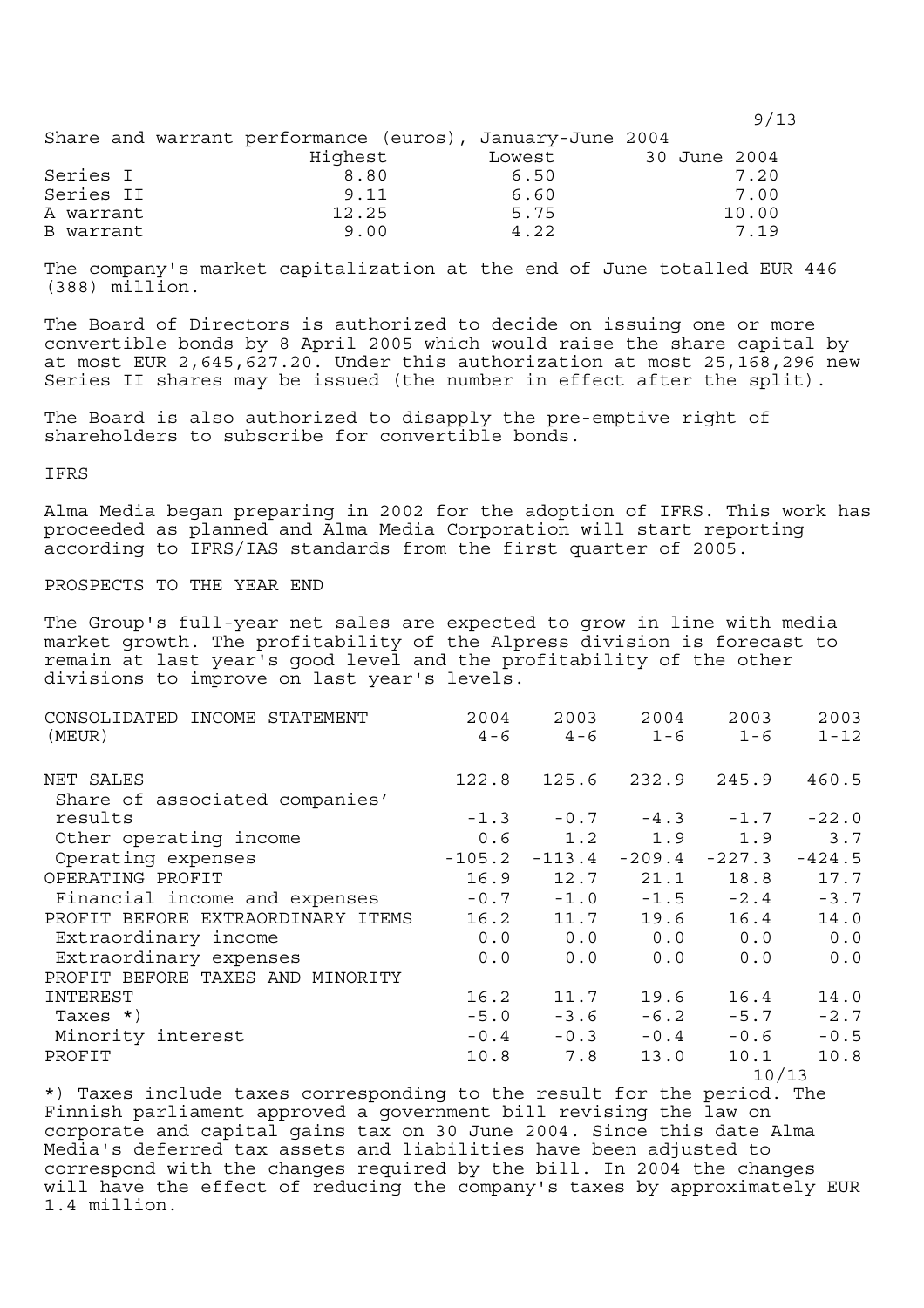Share and warrant performance (euros), January-June 2004

| | Highest | Lowest | 30 June 2004 |
|---|---|---|---|
| Series I | 8.80 | 6.50 | 7.20 |
| Series II | 9.11 | 6.60 | 7.00 |
| A warrant | 12.25 | 5.75 | 10.00 |
| B warrant | 9.00 | 4.22 | 7.19 |

The company's market capitalization at the end of June totalled EUR 446 (388) million.

The Board of Directors is authorized to decide on issuing one or more convertible bonds by 8 April 2005 which would raise the share capital by at most EUR 2,645,627.20. Under this authorization at most 25,168,296 new Series II shares may be issued (the number in effect after the split).

The Board is also authorized to disapply the pre-emptive right of shareholders to subscribe for convertible bonds.

## IFRS

Alma Media began preparing in 2002 for the adoption of IFRS. This work has proceeded as planned and Alma Media Corporation will start reporting according to IFRS/IAS standards from the first quarter of 2005.

## PROSPECTS TO THE YEAR END

The Group's full-year net sales are expected to grow in line with media market growth. The profitability of the Alpress division is forecast to remain at last year's good level and the profitability of the other divisions to improve on last year's levels.

| CONSOLIDATED INCOME STATEMENT (MEUR) | 2004 4-6 | 2003 4-6 | 2004 1-6 | 2003 1-6 | 2003 1-12 |
|---|---|---|---|---|---|
| NET SALES | 122.8 | 125.6 | 232.9 | 245.9 | 460.5 |
| Share of associated companies' results | -1.3 | -0.7 | -4.3 | -1.7 | -22.0 |
| Other operating income | 0.6 | 1.2 | 1.9 | 1.9 | 3.7 |
| Operating expenses | -105.2 | -113.4 | -209.4 | -227.3 | -424.5 |
| OPERATING PROFIT | 16.9 | 12.7 | 21.1 | 18.8 | 17.7 |
| Financial income and expenses | -0.7 | -1.0 | -1.5 | -2.4 | -3.7 |
| PROFIT BEFORE EXTRAORDINARY ITEMS | 16.2 | 11.7 | 19.6 | 16.4 | 14.0 |
| Extraordinary income | 0.0 | 0.0 | 0.0 | 0.0 | 0.0 |
| Extraordinary expenses | 0.0 | 0.0 | 0.0 | 0.0 | 0.0 |
| PROFIT BEFORE TAXES AND MINORITY INTEREST | 16.2 | 11.7 | 19.6 | 16.4 | 14.0 |
| Taxes *) | -5.0 | -3.6 | -6.2 | -5.7 | -2.7 |
| Minority interest | -0.4 | -0.3 | -0.4 | -0.6 | -0.5 |
| PROFIT | 10.8 | 7.8 | 13.0 | 10.1 | 10.8 |

*) Taxes include taxes corresponding to the result for the period. The Finnish parliament approved a government bill revising the law on corporate and capital gains tax on 30 June 2004. Since this date Alma Media's deferred tax assets and liabilities have been adjusted to correspond with the changes required by the bill. In 2004 the changes will have the effect of reducing the company's taxes by approximately EUR 1.4 million.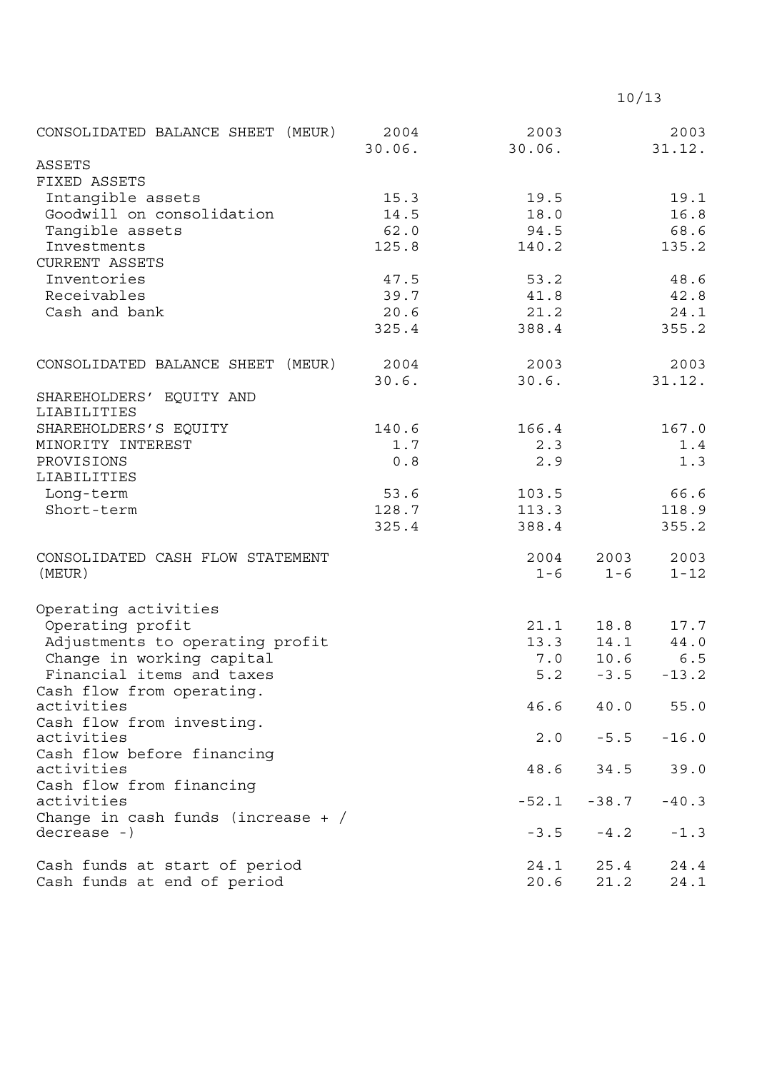| CONSOLIDATED BALANCE SHEET (MEUR) | 2004 30.06. | 2003 30.06. | 2003 31.12. |
|---|---|---|---|
| ASSETS | | | |
| FIXED ASSETS | | | |
| Intangible assets | 15.3 | 19.5 | 19.1 |
| Goodwill on consolidation | 14.5 | 18.0 | 16.8 |
| Tangible assets | 62.0 | 94.5 | 68.6 |
| Investments | 125.8 | 140.2 | 135.2 |
| CURRENT ASSETS | | | |
| Inventories | 47.5 | 53.2 | 48.6 |
| Receivables | 39.7 | 41.8 | 42.8 |
| Cash and bank | 20.6 | 21.2 | 24.1 |
| | 325.4 | 388.4 | 355.2 |

| CONSOLIDATED BALANCE SHEET (MEUR) | 2004 30.6. | 2003 30.6. | 2003 31.12. |
|---|---|---|---|
| SHAREHOLDERS' EQUITY AND LIABILITIES | | | |
| SHAREHOLDERS'S EQUITY | 140.6 | 166.4 | 167.0 |
| MINORITY INTEREST | 1.7 | 2.3 | 1.4 |
| PROVISIONS | 0.8 | 2.9 | 1.3 |
| LIABILITIES | | | |
| Long-term | 53.6 | 103.5 | 66.6 |
| Short-term | 128.7 | 113.3 | 118.9 |
| | 325.4 | 388.4 | 355.2 |

| CONSOLIDATED CASH FLOW STATEMENT (MEUR) | 2004 1-6 | 2003 1-6 | 2003 1-12 |
|---|---|---|---|
| Operating activities | | | |
| Operating profit | 21.1 | 18.8 | 17.7 |
| Adjustments to operating profit | 13.3 | 14.1 | 44.0 |
| Change in working capital | 7.0 | 10.6 | 6.5 |
| Financial items and taxes | 5.2 | -3.5 | -13.2 |
| Cash flow from operating. activities | 46.6 | 40.0 | 55.0 |
| Cash flow from investing. activities | 2.0 | -5.5 | -16.0 |
| Cash flow before financing activities | 48.6 | 34.5 | 39.0 |
| Cash flow from financing activities | -52.1 | -38.7 | -40.3 |
| Change in cash funds (increase + / decrease -) | -3.5 | -4.2 | -1.3 |
| Cash funds at start of period | 24.1 | 25.4 | 24.4 |
| Cash funds at end of period | 20.6 | 21.2 | 24.1 |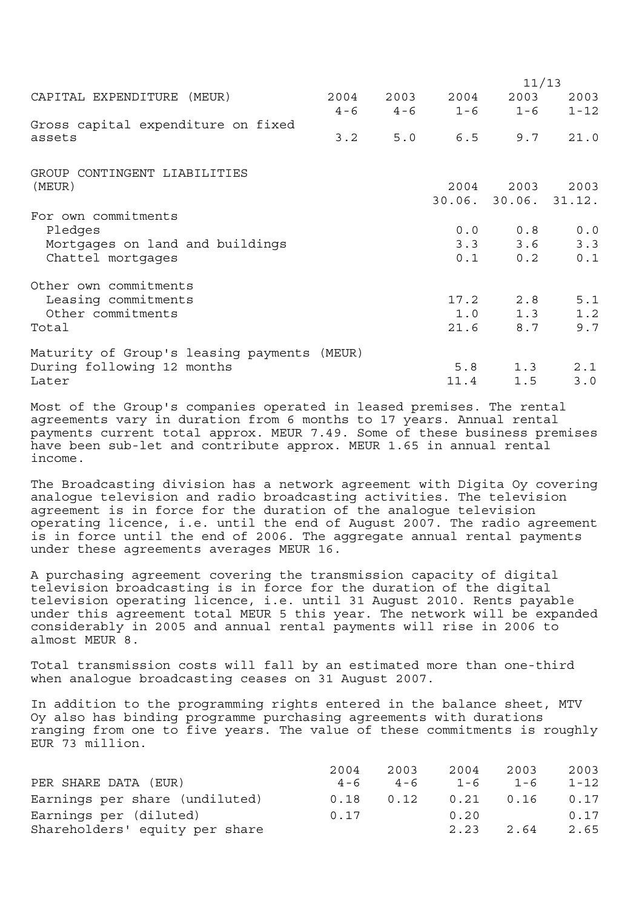| CAPITAL EXPENDITURE (MEUR) | 2004 4-6 | 2003 4-6 | 2004 1-6 | 2003 1-6 | 2003 1-12 |
|---|---|---|---|---|---|
| Gross capital expenditure on fixed assets | 3.2 | 5.0 | 6.5 | 9.7 | 21.0 |

| GROUP CONTINGENT LIABILITIES (MEUR) | 2004 30.06. | 2003 30.06. | 2003 31.12. |
|---|---|---|---|
| For own commitments | | | |
| Pledges | 0.0 | 0.8 | 0.0 |
| Mortgages on land and buildings | 3.3 | 3.6 | 3.3 |
| Chattel mortgages | 0.1 | 0.2 | 0.1 |
| Other own commitments | | | |
| Leasing commitments | 17.2 | 2.8 | 5.1 |
| Other commitments | 1.0 | 1.3 | 1.2 |
| Total | 21.6 | 8.7 | 9.7 |
| Maturity of Group's leasing payments (MEUR) | | | |
| During following 12 months | 5.8 | 1.3 | 2.1 |
| Later | 11.4 | 1.5 | 3.0 |

Most of the Group's companies operated in leased premises. The rental agreements vary in duration from 6 months to 17 years. Annual rental payments current total approx. MEUR 7.49. Some of these business premises have been sub-let and contribute approx. MEUR 1.65 in annual rental income.

The Broadcasting division has a network agreement with Digita Oy covering analogue television and radio broadcasting activities. The television agreement is in force for the duration of the analogue television operating licence, i.e. until the end of August 2007. The radio agreement is in force until the end of 2006. The aggregate annual rental payments under these agreements averages MEUR 16.

A purchasing agreement covering the transmission capacity of digital television broadcasting is in force for the duration of the digital television operating licence, i.e. until 31 August 2010. Rents payable under this agreement total MEUR 5 this year. The network will be expanded considerably in 2005 and annual rental payments will rise in 2006 to almost MEUR 8.

Total transmission costs will fall by an estimated more than one-third when analogue broadcasting ceases on 31 August 2007.

In addition to the programming rights entered in the balance sheet, MTV Oy also has binding programme purchasing agreements with durations ranging from one to five years. The value of these commitments is roughly EUR 73 million.

| PER SHARE DATA (EUR) | 2004 4-6 | 2003 4-6 | 2004 1-6 | 2003 1-6 | 2003 1-12 |
|---|---|---|---|---|---|
| Earnings per share (undiluted) | 0.18 | 0.12 | 0.21 | 0.16 | 0.17 |
| Earnings per (diluted) | 0.17 | | 0.20 | | 0.17 |
| Shareholders' equity per share | | | 2.23 | 2.64 | 2.65 |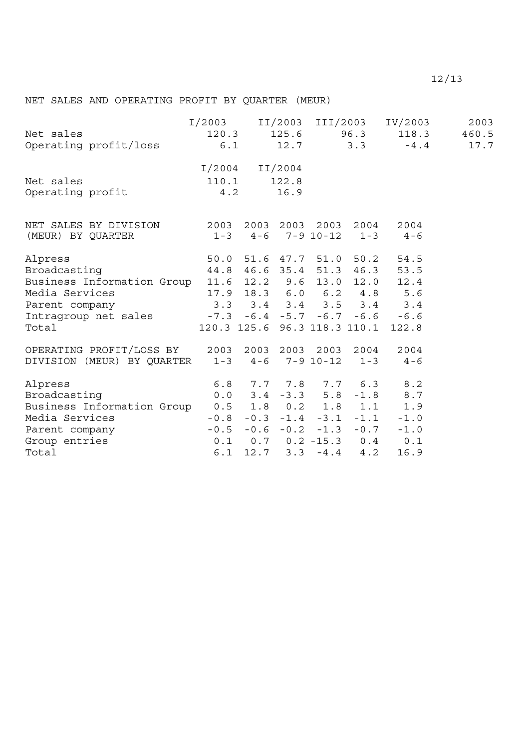NET SALES AND OPERATING PROFIT BY QUARTER (MEUR)

| | I/2003 | II/2003 | III/2003 | IV/2003 | 2003 |
|---|---|---|---|---|---|
| Net sales | 120.3 | 125.6 | 96.3 | 118.3 | 460.5 |
| Operating profit/loss | 6.1 | 12.7 | 3.3 | -4.4 | 17.7 |

| | I/2004 | II/2004 |
|---|---|---|
| Net sales | 110.1 | 122.8 |
| Operating profit | 4.2 | 16.9 |

| NET SALES BY DIVISION (MEUR) BY QUARTER | 2003 1-3 | 2003 4-6 | 2003 7-9 | 2003 10-12 | 2004 1-3 | 2004 4-6 |
|---|---|---|---|---|---|---|
| Alpress | 50.0 | 51.6 | 47.7 | 51.0 | 50.2 | 54.5 |
| Broadcasting | 44.8 | 46.6 | 35.4 | 51.3 | 46.3 | 53.5 |
| Business Information Group | 11.6 | 12.2 | 9.6 | 13.0 | 12.0 | 12.4 |
| Media Services | 17.9 | 18.3 | 6.0 | 6.2 | 4.8 | 5.6 |
| Parent company | 3.3 | 3.4 | 3.4 | 3.5 | 3.4 | 3.4 |
| Intragroup net sales | -7.3 | -6.4 | -5.7 | -6.7 | -6.6 | -6.6 |
| Total | 120.3 | 125.6 | 96.3 | 118.3 | 110.1 | 122.8 |

| OPERATING PROFIT/LOSS BY DIVISION (MEUR) BY QUARTER | 2003 1-3 | 2003 4-6 | 2003 7-9 | 2003 10-12 | 2004 1-3 | 2004 4-6 |
|---|---|---|---|---|---|---|
| Alpress | 6.8 | 7.7 | 7.8 | 7.7 | 6.3 | 8.2 |
| Broadcasting | 0.0 | 3.4 | -3.3 | 5.8 | -1.8 | 8.7 |
| Business Information Group | 0.5 | 1.8 | 0.2 | 1.8 | 1.1 | 1.9 |
| Media Services | -0.8 | -0.3 | -1.4 | -3.1 | -1.1 | -1.0 |
| Parent company | -0.5 | -0.6 | -0.2 | -1.3 | -0.7 | -1.0 |
| Group entries | 0.1 | 0.7 | 0.2 | -15.3 | 0.4 | 0.1 |
| Total | 6.1 | 12.7 | 3.3 | -4.4 | 4.2 | 16.9 |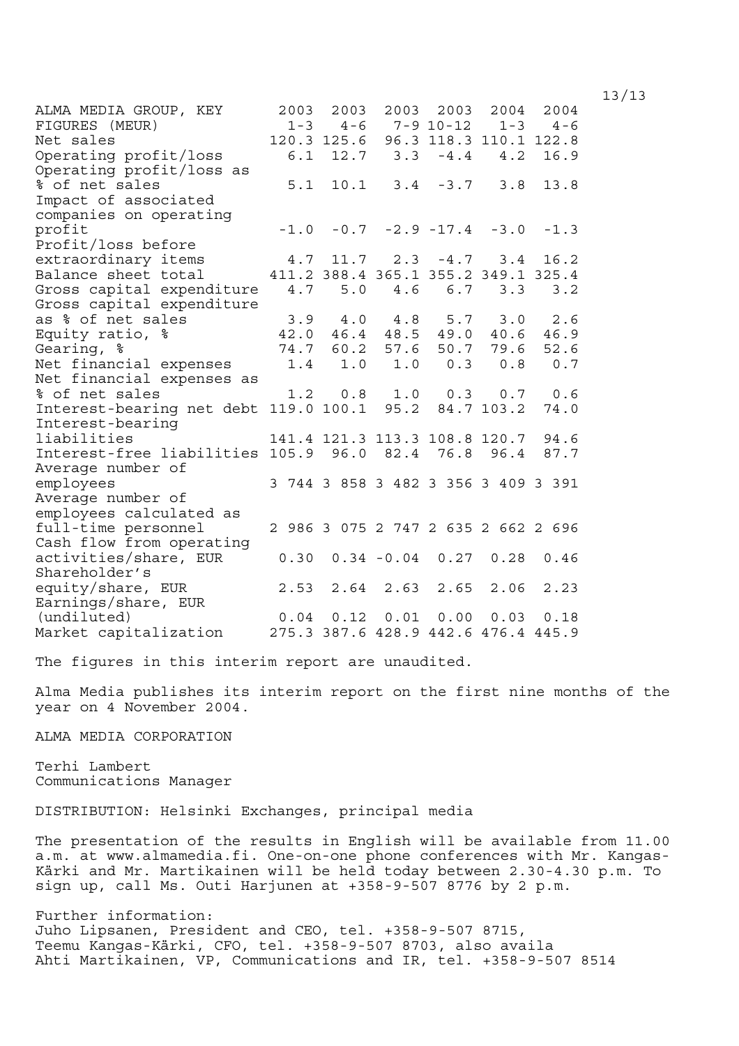| ALMA MEDIA GROUP, KEY FIGURES (MEUR) | 2003 1-3 | 2003 4-6 | 2003 7-9 | 2003 10-12 | 2004 1-3 | 2004 4-6 |
|---|---|---|---|---|---|---|
| Net sales | 120.3 | 125.6 | 96.3 | 118.3 | 110.1 | 122.8 |
| Operating profit/loss | 6.1 | 12.7 | 3.3 | -4.4 | 4.2 | 16.9 |
| Operating profit/loss as % of net sales | 5.1 | 10.1 | 3.4 | -3.7 | 3.8 | 13.8 |
| Impact of associated companies on operating profit | -1.0 | -0.7 | -2.9 | -17.4 | -3.0 | -1.3 |
| Profit/loss before extraordinary items | 4.7 | 11.7 | 2.3 | -4.7 | 3.4 | 16.2 |
| Balance sheet total | 411.2 | 388.4 | 365.1 | 355.2 | 349.1 | 325.4 |
| Gross capital expenditure | 4.7 | 5.0 | 4.6 | 6.7 | 3.3 | 3.2 |
| Gross capital expenditure as % of net sales | 3.9 | 4.0 | 4.8 | 5.7 | 3.0 | 2.6 |
| Equity ratio, % | 42.0 | 46.4 | 48.5 | 49.0 | 40.6 | 46.9 |
| Gearing, % | 74.7 | 60.2 | 57.6 | 50.7 | 79.6 | 52.6 |
| Net financial expenses | 1.4 | 1.0 | 1.0 | 0.3 | 0.8 | 0.7 |
| Net financial expenses as % of net sales | 1.2 | 0.8 | 1.0 | 0.3 | 0.7 | 0.6 |
| Interest-bearing net debt | 119.0 | 100.1 | 95.2 | 84.7 | 103.2 | 74.0 |
| Interest-bearing liabilities | 141.4 | 121.3 | 113.3 | 108.8 | 120.7 | 94.6 |
| Interest-free liabilities | 105.9 | 96.0 | 82.4 | 76.8 | 96.4 | 87.7 |
| Average number of employees | 3 744 | 3 858 | 3 482 | 3 356 | 3 409 | 3 391 |
| Average number of employees calculated as full-time personnel | 2 986 | 3 075 | 2 747 | 2 635 | 2 662 | 2 696 |
| Cash flow from operating activities/share, EUR | 0.30 | 0.34 | -0.04 | 0.27 | 0.28 | 0.46 |
| Shareholder's equity/share, EUR | 2.53 | 2.64 | 2.63 | 2.65 | 2.06 | 2.23 |
| Earnings/share, EUR (undiluted) | 0.04 | 0.12 | 0.01 | 0.00 | 0.03 | 0.18 |
| Market capitalization | 275.3 | 387.6 | 428.9 | 442.6 | 476.4 | 445.9 |

The figures in this interim report are unaudited.

Alma Media publishes its interim report on the first nine months of the year on 4 November 2004.

ALMA MEDIA CORPORATION

Terhi Lambert
Communications Manager

DISTRIBUTION: Helsinki Exchanges, principal media

The presentation of the results in English will be available from 11.00 a.m. at www.almamedia.fi. One-on-one phone conferences with Mr. Kangas-Kärki and Mr. Martikainen will be held today between 2.30-4.30 p.m. To sign up, call Ms. Outi Harjunen at +358-9-507 8776 by 2 p.m.

Further information:
Juho Lipsanen, President and CEO, tel. +358-9-507 8715,
Teemu Kangas-Kärki, CFO, tel. +358-9-507 8703, also availa
Ahti Martikainen, VP, Communications and IR, tel. +358-9-507 8514